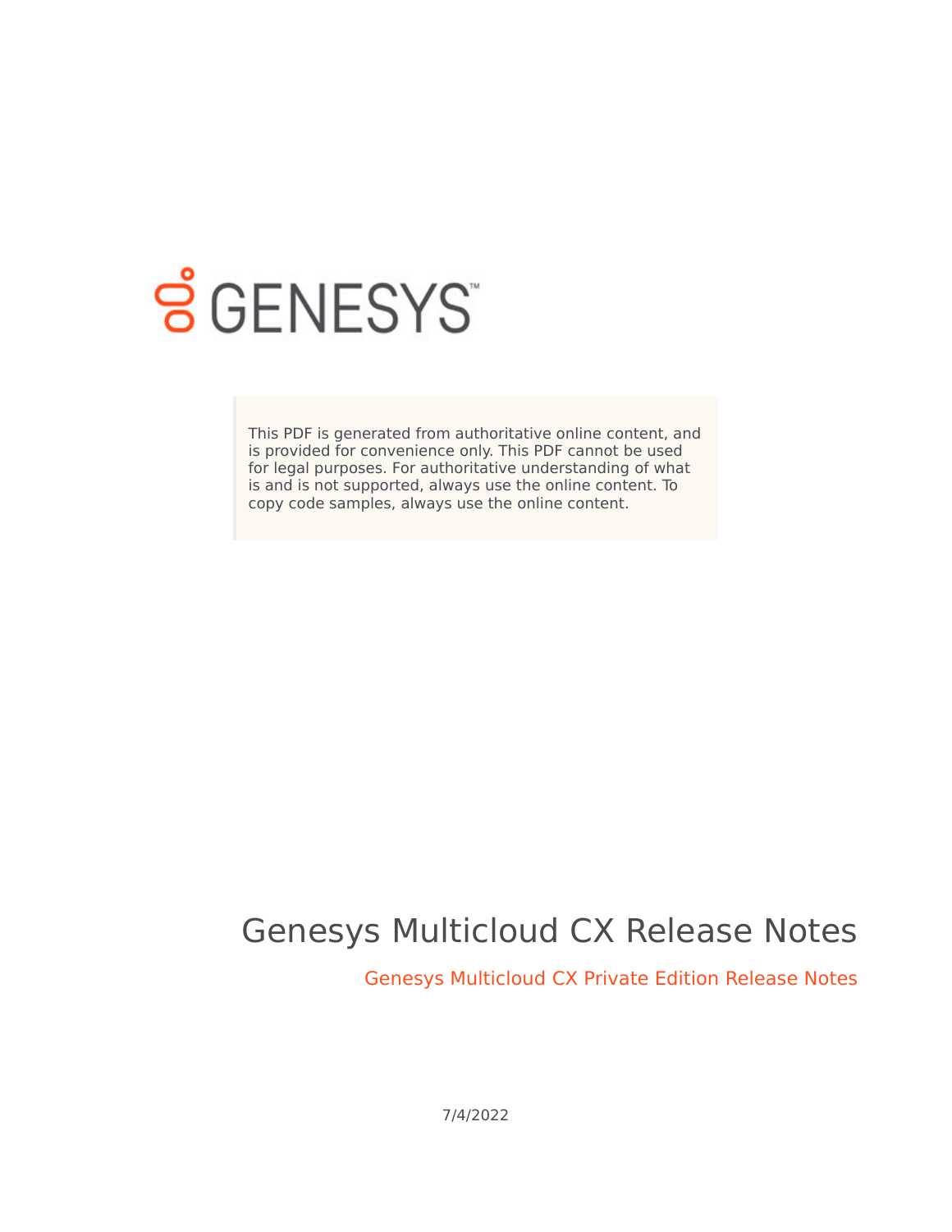GENESYS

This PDF is generated from authoritative online content, and is provided for convenience only. This PDF cannot be used for legal purposes. For authoritative understanding of what is and is not supported, always use the online content. To copy code samples, always use the online content.

# Genesys Multicloud CX Release Notes

## Genesys Multicloud CX Private Edition Release Notes

7/4/2022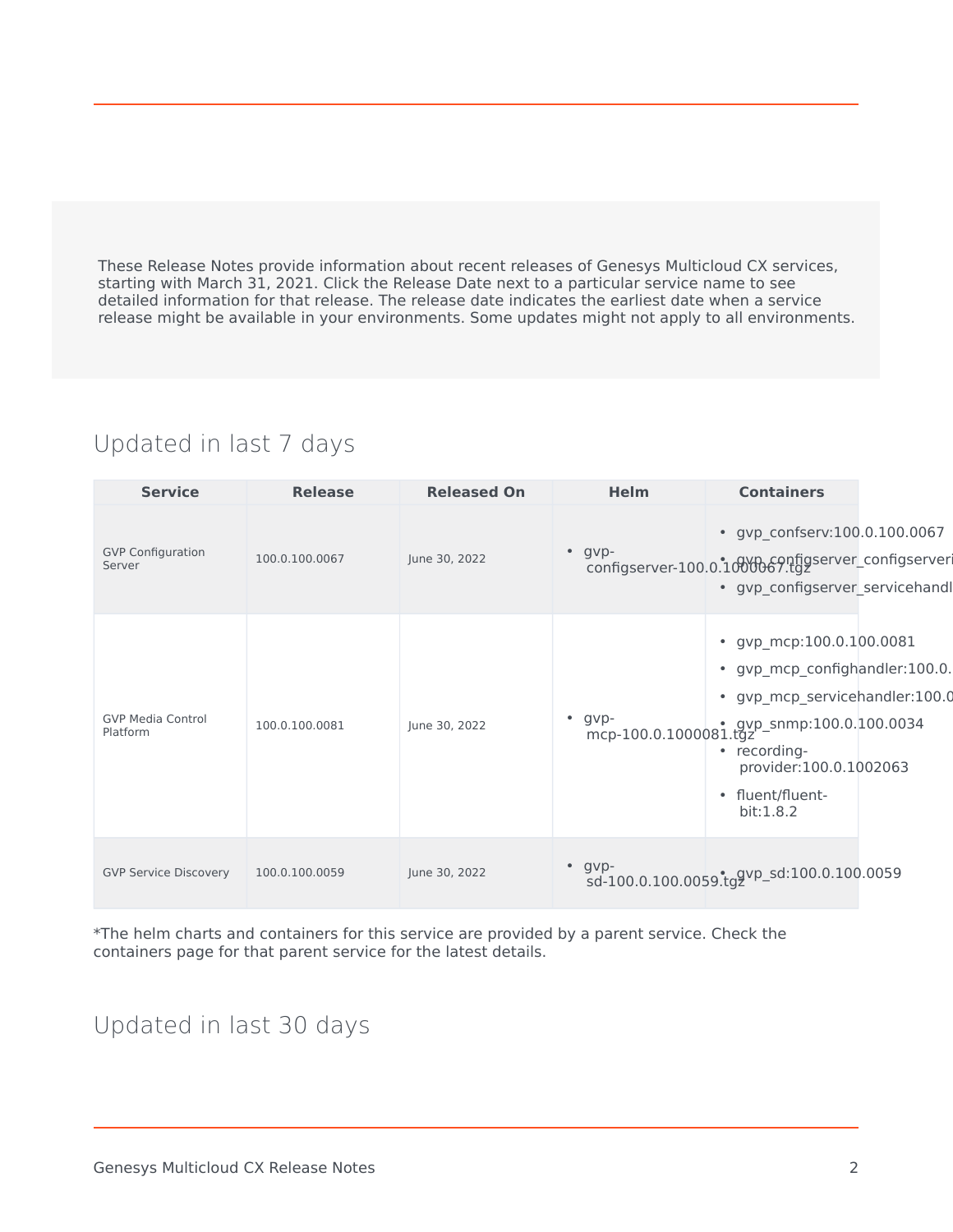These Release Notes provide information about recent releases of Genesys Multicloud CX services, starting with March 31, 2021. Click the Release Date next to a particular service name to see detailed information for that release. The release date indicates the earliest date when a service release might be available in your environments. Some updates might not apply to all environments.

## Updated in last 7 days

| Service | Release | Released On | Helm | Containers |
|---|---|---|---|---|
| GVP Configuration Server | 100.0.100.0067 | June 30, 2022 | • gvp-configserver-100.0.1000067.tgz | • gvp_confserv:100.0.100.0067<br>• gvp_configserver_configserveri<br>• gvp_configserver_servicehandl |
| GVP Media Control Platform | 100.0.100.0081 | June 30, 2022 | • gvp-mcp-100.0.1000081.tgz | • gvp_mcp:100.0.100.0081<br>• gvp_mcp_confighandler:100.0.<br>• gvp_mcp_servicehandler:100.0<br>• gvp_snmp:100.0.100.0034<br>• recording-provider:100.0.1002063<br>• fluent/fluent-bit:1.8.2 |
| GVP Service Discovery | 100.0.100.0059 | June 30, 2022 | • gvp-sd-100.0.100.0059.tgz | • gvp_sd:100.0.100.0059 |

*The helm charts and containers for this service are provided by a parent service. Check the containers page for that parent service for the latest details.

## Updated in last 30 days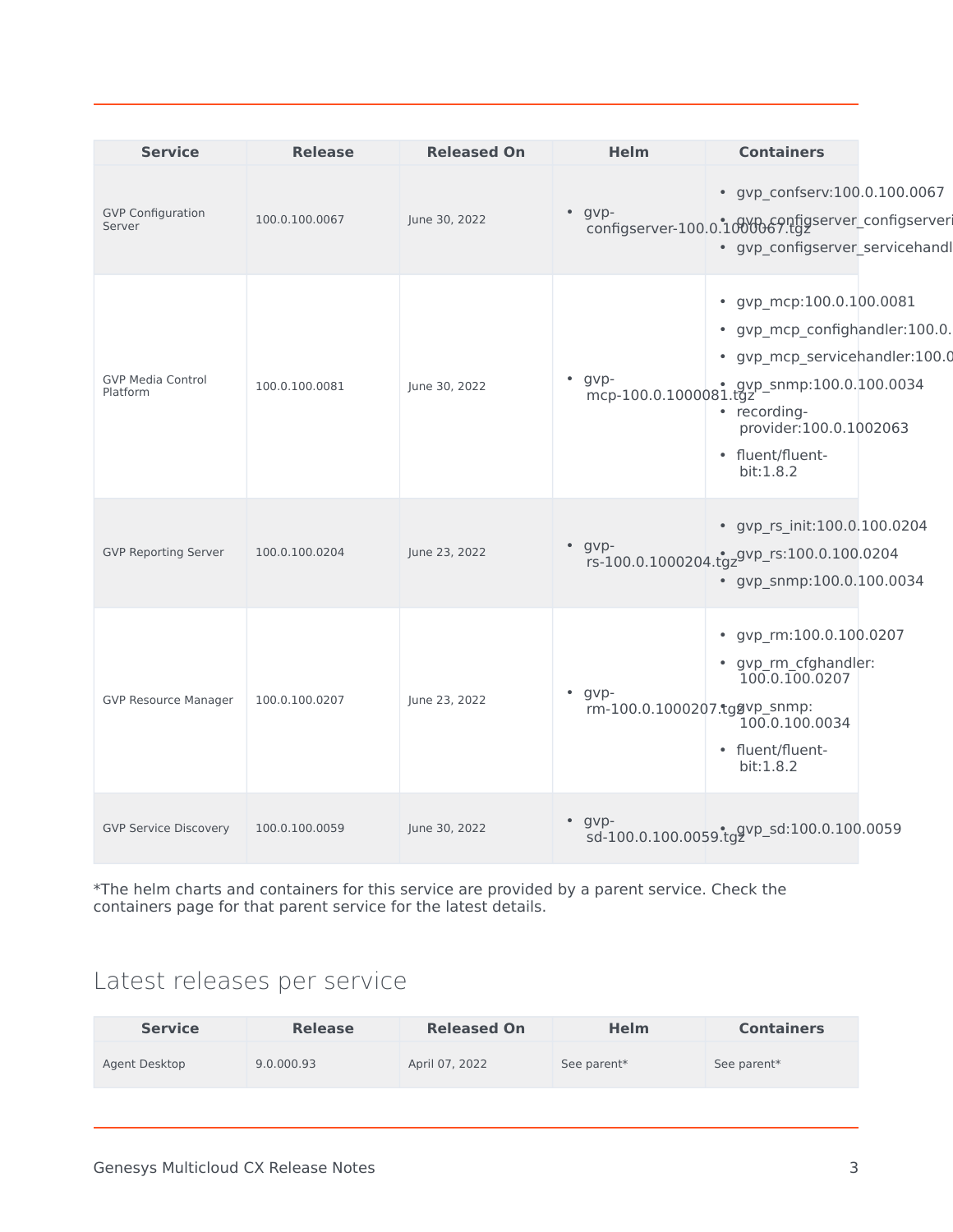| Service | Release | Released On | Helm | Containers |
|---|---|---|---|---|
| GVP Configuration Server | 100.0.100.0067 | June 30, 2022 | • gvp-configserver-100.0.1000067.tgz | • gvp_confserv:100.0.100.0067<br>• gvp_configserver_configserveri<br>• gvp_configserver_servicehandl |
| GVP Media Control Platform | 100.0.100.0081 | June 30, 2022 | • gvp-mcp-100.0.1000081.tgz | • gvp_mcp:100.0.100.0081<br>• gvp_mcp_confighandler:100.0.<br>• gvp_mcp_servicehandler:100.0<br>• gvp_snmp:100.0.100.0034<br>• recording-provider:100.0.1002063<br>• fluent/fluent-bit:1.8.2 |
| GVP Reporting Server | 100.0.100.0204 | June 23, 2022 | • gvp-rs-100.0.1000204.tgz | • gvp_rs_init:100.0.100.0204<br>• gvp_rs:100.0.100.0204<br>• gvp_snmp:100.0.100.0034 |
| GVP Resource Manager | 100.0.100.0207 | June 23, 2022 | • gvp-rm-100.0.1000207.tgz | • gvp_rm:100.0.100.0207<br>• gvp_rm_cfghandler: 100.0.100.0207<br>• gvp_snmp: 100.0.100.0034<br>• fluent/fluent-bit:1.8.2 |
| GVP Service Discovery | 100.0.100.0059 | June 30, 2022 | • gvp-sd-100.0.100.0059.tgz | • gvp_sd:100.0.100.0059 |

*The helm charts and containers for this service are provided by a parent service. Check the containers page for that parent service for the latest details.

## Latest releases per service

| Service | Release | Released On | Helm | Containers |
|---|---|---|---|---|
| Agent Desktop | 9.0.000.93 | April 07, 2022 | See parent* | See parent* |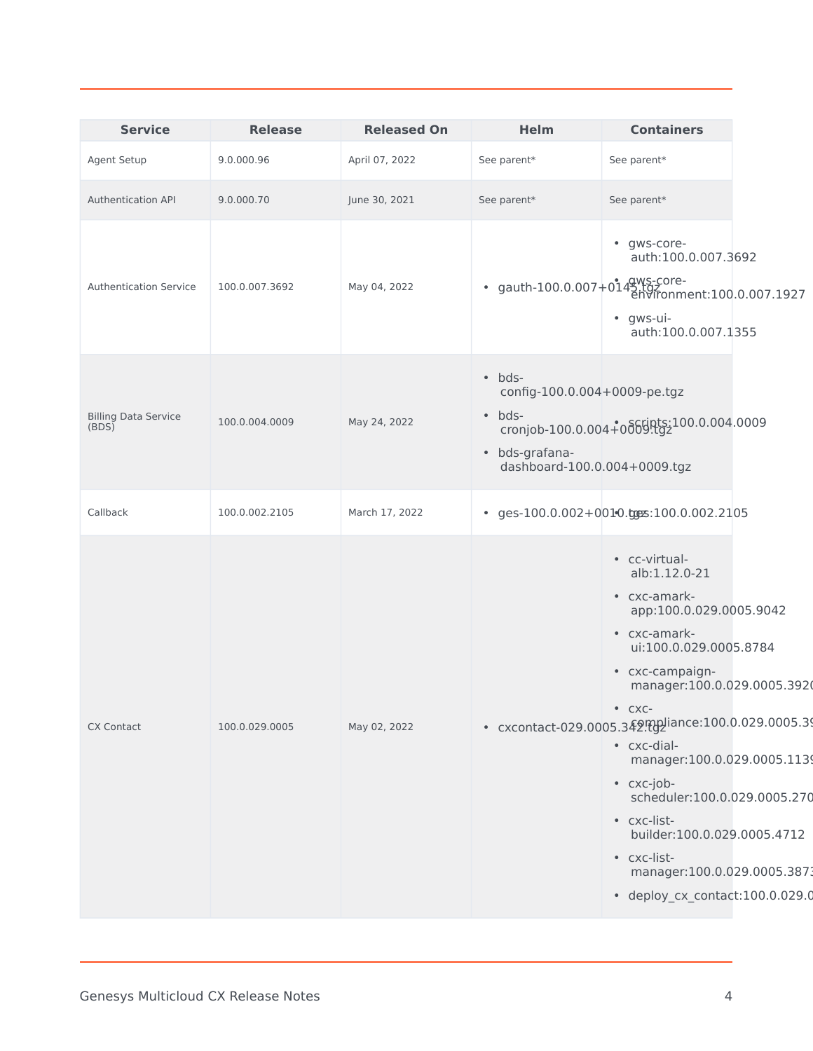| Service | Release | Released On | Helm | Containers |
|---|---|---|---|---|
| Agent Setup | 9.0.000.96 | April 07, 2022 | See parent* | See parent* |
| Authentication API | 9.0.000.70 | June 30, 2021 | See parent* | See parent* |
| Authentication Service | 100.0.007.3692 | May 04, 2022 | • gauth-100.0.007+0145.tgz | • gws-core-auth:100.0.007.3692<br>• gws-core-environment:100.0.007.1927<br>• gws-ui-auth:100.0.007.1355 |
| Billing Data Service (BDS) | 100.0.004.0009 | May 24, 2022 | • bds-config-100.0.004+0009-pe.tgz<br>• bds-cronjob-100.0.004+0009.tgz<br>• bds-grafana-dashboard-100.0.004+0009.tgz | • scripts:100.0.004.0009 |
| Callback | 100.0.002.2105 | March 17, 2022 | • ges-100.0.002+0010.tgz | • ges:100.0.002.2105 |
| CX Contact | 100.0.029.0005 | May 02, 2022 | • cxcontact-029.0005.342.tgz | • cc-virtual-alb:1.12.0-21<br>• cxc-amark-app:100.0.029.0005.9042<br>• cxc-amark-ui:100.0.029.0005.8784<br>• cxc-campaign-manager:100.0.029.0005.392<br>• cxc-compliance:100.0.029.0005.3<br>• cxc-dial-manager:100.0.029.0005.113<br>• cxc-job-scheduler:100.0.029.0005.270<br>• cxc-list-builder:100.0.029.0005.4712<br>• cxc-list-manager:100.0.029.0005.387<br>• deploy_cx_contact:100.0.029.0 |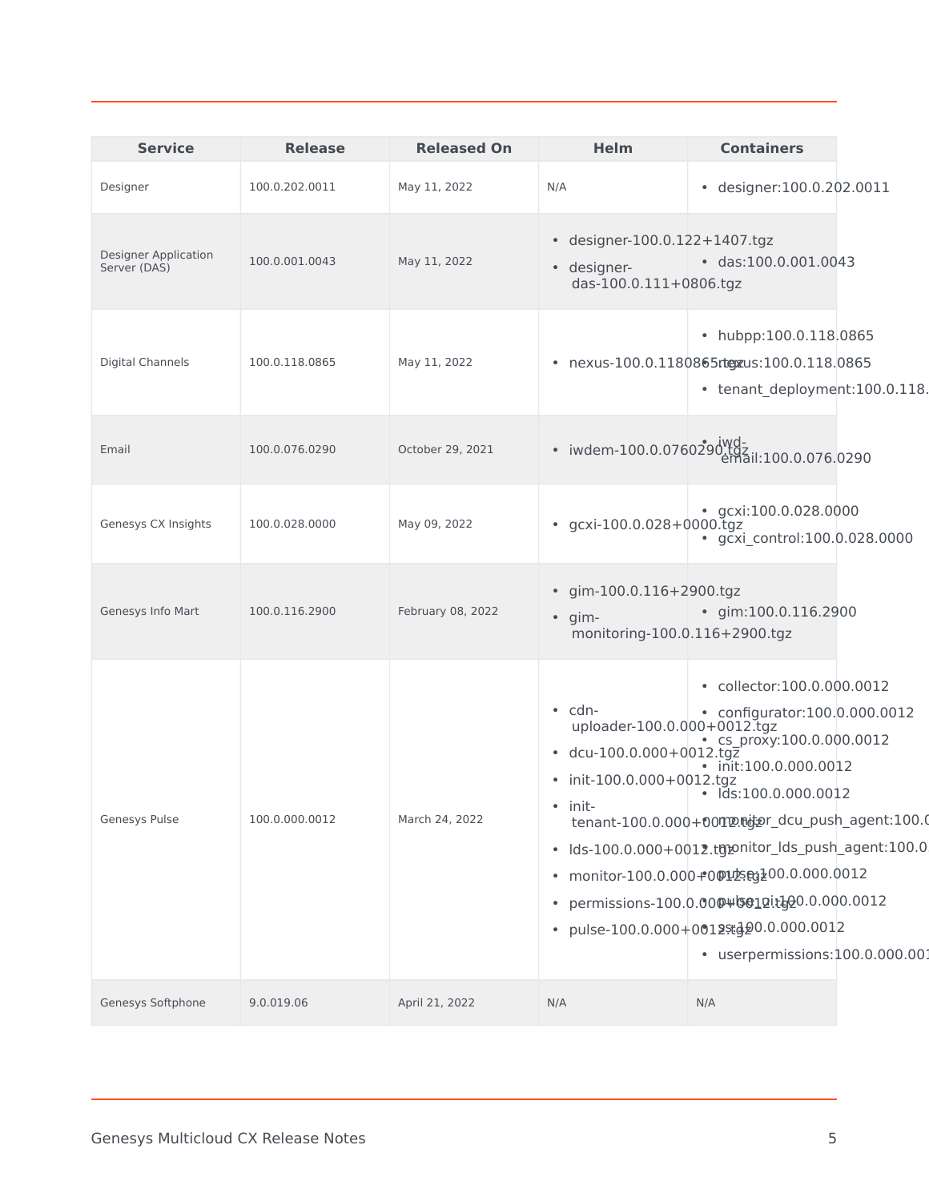| Service | Release | Released On | Helm | Containers |
| --- | --- | --- | --- | --- |
| Designer | 100.0.202.0011 | May 11, 2022 | N/A | • designer:100.0.202.0011 |
| Designer Application Server (DAS) | 100.0.001.0043 | May 11, 2022 | • designer-100.0.122+1407.tgz<br>• designer-das-100.0.111+0806.tgz | • das:100.0.001.0043 |
| Digital Channels | 100.0.118.0865 | May 11, 2022 | • nexus-100.0.118086 5.tgz | • hubpp:100.0.118.0865<br>• nexus:100.0.118.0865<br>• tenant_deployment:100.0.118. |
| Email | 100.0.076.0290 | October 29, 2021 | • iwdem-100.0.0760290.tgz | • iwd-email:100.0.076.0290 |
| Genesys CX Insights | 100.0.028.0000 | May 09, 2022 | • gcxi-100.0.028+0000.tgz | • gcxi:100.0.028.0000<br>• gcxi_control:100.0.028.0000 |
| Genesys Info Mart | 100.0.116.2900 | February 08, 2022 | • gim-100.0.116+2900.tgz<br>• gim-monitoring-100.0.116+2900.tgz | • gim:100.0.116.2900 |
| Genesys Pulse | 100.0.000.0012 | March 24, 2022 | • cdn-uploader-100.0.000+0012.tgz<br>• dcu-100.0.000+0012.tgz<br>• init-100.0.000+0012.tgz<br>• init-tenant-100.0.000+0012.tgz<br>• lds-100.0.000+0012.tgz<br>• monitor-100.0.000+0012.tgz<br>• permissions-100.0.000+0012.tgz<br>• pulse-100.0.000+0012.tgz | • collector:100.0.000.0012<br>• configurator:100.0.000.0012<br>• cs_proxy:100.0.000.0012<br>• init:100.0.000.0012<br>• lds:100.0.000.0012<br>• monitor_dcu_push_agent:100.0<br>• monitor_lds_push_agent:100.0<br>• pulse:100.0.000.0012<br>• pulse_ui:100.0.000.0012<br>• ss:100.0.000.0012<br>• userpermissions:100.0.000.001 |
| Genesys Softphone | 9.0.019.06 | April 21, 2022 | N/A | N/A |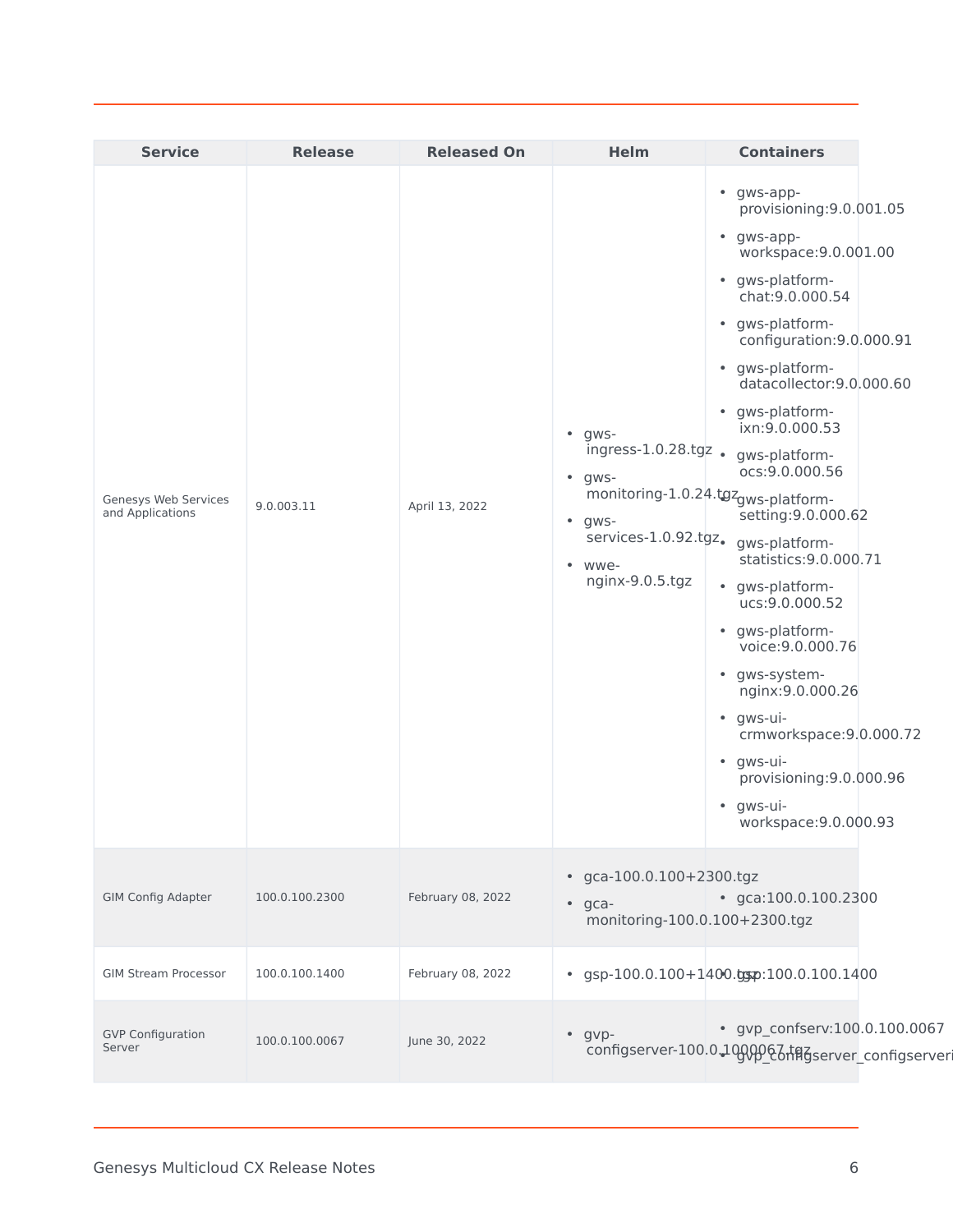| Service | Release | Released On | Helm | Containers |
|---|---|---|---|---|
| Genesys Web Services and Applications | 9.0.003.11 | April 13, 2022 | • gws-ingress-1.0.28.tgz<br>• gws-monitoring-1.0.24.tgz<br>• gws-services-1.0.92.tgz<br>• wwe-nginx-9.0.5.tgz | • gws-app-provisioning:9.0.001.05<br>• gws-app-workspace:9.0.001.00<br>• gws-platform-chat:9.0.000.54<br>• gws-platform-configuration:9.0.000.91<br>• gws-platform-datacollector:9.0.000.60<br>• gws-platform-ixn:9.0.000.53<br>• gws-platform-ocs:9.0.000.56<br>• gws-platform-setting:9.0.000.62<br>• gws-platform-statistics:9.0.000.71<br>• gws-platform-ucs:9.0.000.52<br>• gws-platform-voice:9.0.000.76<br>• gws-system-nginx:9.0.000.26<br>• gws-ui-crmworkspace:9.0.000.72<br>• gws-ui-provisioning:9.0.000.96<br>• gws-ui-workspace:9.0.000.93 |
| GIM Config Adapter | 100.0.100.2300 | February 08, 2022 | • gca-100.0.100+2300.tgz<br>• gca-monitoring-100.0.100+2300.tgz | • gca:100.0.100.2300 |
| GIM Stream Processor | 100.0.100.1400 | February 08, 2022 | • gsp-100.0.100+1400.tgz | • gsp:100.0.100.1400 |
| GVP Configuration Server | 100.0.100.0067 | June 30, 2022 | • gvp-configserver-100.0.1000067.tgz | • gvp_confserv:100.0.100.0067<br>• gvp_configserver_configserveri |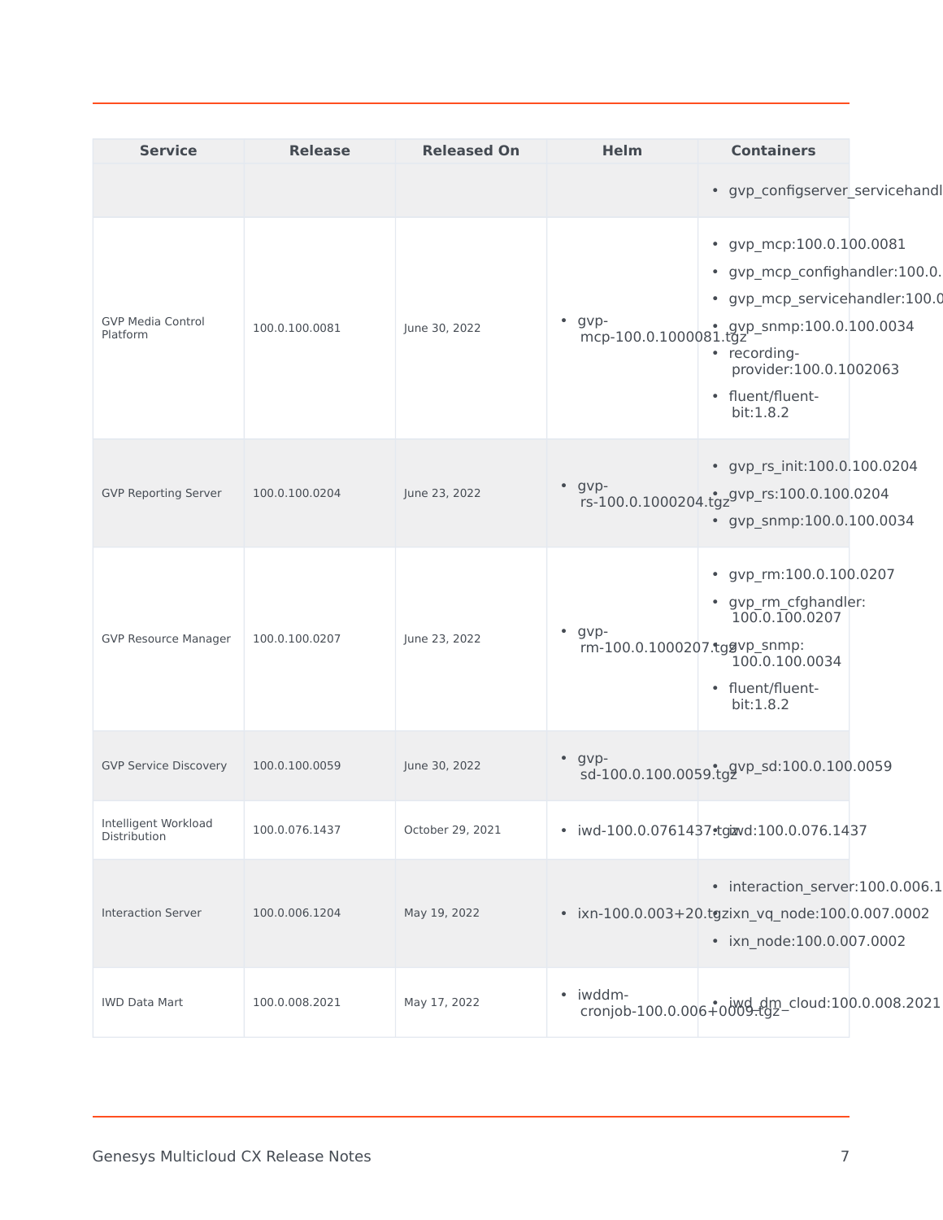| Service | Release | Released On | Helm | Containers |
|---|---|---|---|---|
| | | | | • gvp_configserver_servicehandl |
| GVP Media Control Platform | 100.0.100.0081 | June 30, 2022 | • gvp-mcp-100.0.1000081.tgz | • gvp_mcp:100.0.100.0081<br>• gvp_mcp_confighandler:100.0.<br>• gvp_mcp_servicehandler:100.0<br>• gvp_snmp:100.0.100.0034<br>• recording-provider:100.0.1002063<br>• fluent/fluent-bit:1.8.2 |
| GVP Reporting Server | 100.0.100.0204 | June 23, 2022 | • gvp-rs-100.0.1000204.tgz | • gvp_rs_init:100.0.100.0204<br>• gvp_rs:100.0.100.0204<br>• gvp_snmp:100.0.100.0034 |
| GVP Resource Manager | 100.0.100.0207 | June 23, 2022 | • gvp-rm-100.0.1000207.tgz | • gvp_rm:100.0.100.0207<br>• gvp_rm_cfghandler: 100.0.100.0207<br>• gvp_snmp: 100.0.100.0034<br>• fluent/fluent-bit:1.8.2 |
| GVP Service Discovery | 100.0.100.0059 | June 30, 2022 | • gvp-sd-100.0.100.0059.tgz | • gvp_sd:100.0.100.0059 |
| Intelligent Workload Distribution | 100.0.076.1437 | October 29, 2021 | • iwd-100.0.0761437.tgz | • iwd:100.0.076.1437 |
| Interaction Server | 100.0.006.1204 | May 19, 2022 | • ixn-100.0.003+20.tgz | • interaction_server:100.0.006.1<br>• ixn_vq_node:100.0.007.0002<br>• ixn_node:100.0.007.0002 |
| IWD Data Mart | 100.0.008.2021 | May 17, 2022 | • iwddm-cronjob-100.0.006+0009.tgz | • iwd_dm_cloud:100.0.008.2021 |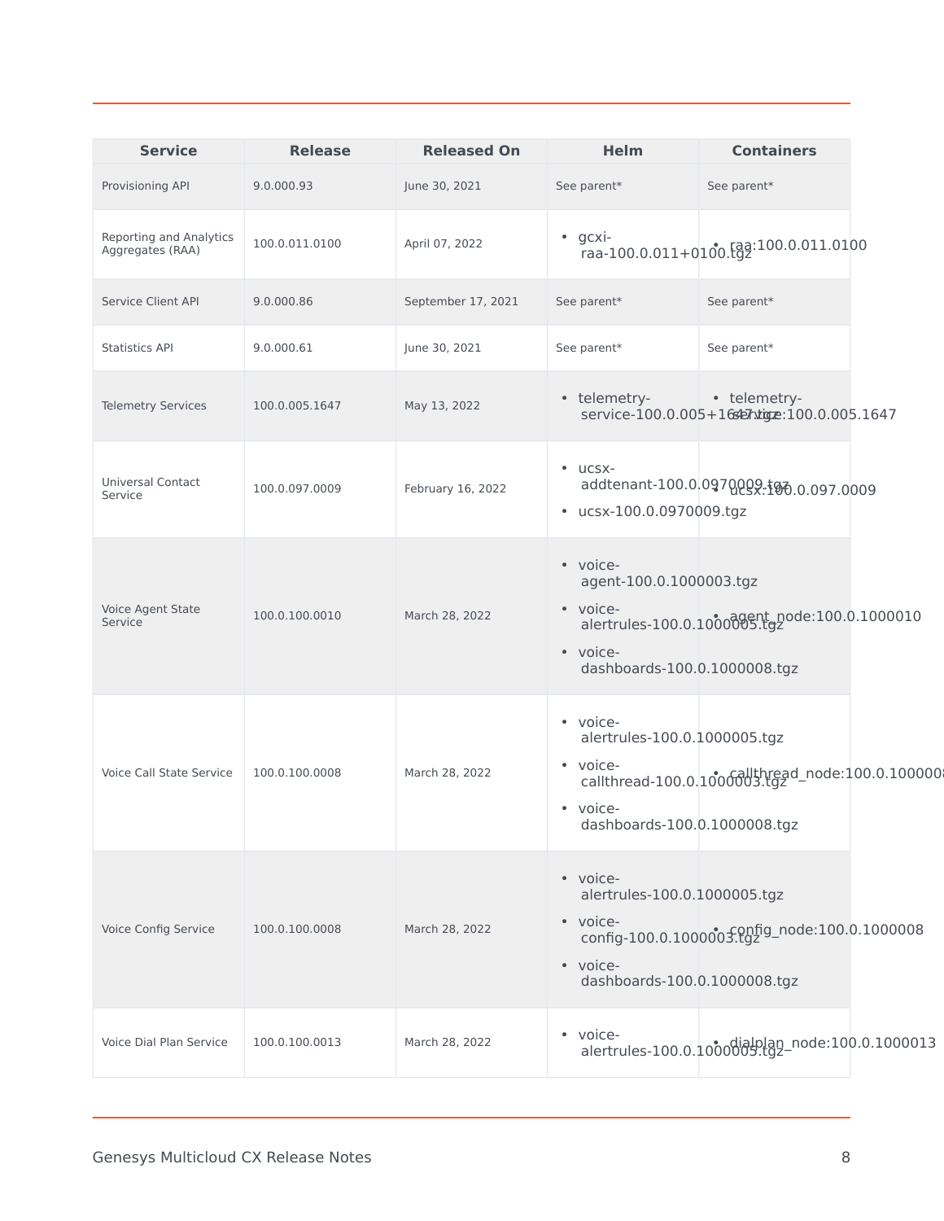| Service | Release | Released On | Helm | Containers |
|---|---|---|---|---|
| Provisioning API | 9.0.000.93 | June 30, 2021 | See parent* | See parent* |
| Reporting and Analytics Aggregates (RAA) | 100.0.011.0100 | April 07, 2022 | • gcxi-raa-100.0.011+0100.tgz | • raa:100.0.011.0100 |
| Service Client API | 9.0.000.86 | September 17, 2021 | See parent* | See parent* |
| Statistics API | 9.0.000.61 | June 30, 2021 | See parent* | See parent* |
| Telemetry Services | 100.0.005.1647 | May 13, 2022 | • telemetry-service-100.0.005+1647.tgz | • telemetry-service:100.0.005.1647 |
| Universal Contact Service | 100.0.097.0009 | February 16, 2022 | • ucsx-addtenant-100.0.0970009.tgz<br>• ucsx-100.0.0970009.tgz | • ucsx:100.0.097.0009 |
| Voice Agent State Service | 100.0.100.0010 | March 28, 2022 | • voice-agent-100.0.1000003.tgz<br>• voice-alertrules-100.0.1000005.tgz<br>• voice-dashboards-100.0.1000008.tgz | • agent_node:100.0.1000010 |
| Voice Call State Service | 100.0.100.0008 | March 28, 2022 | • voice-alertrules-100.0.1000005.tgz<br>• voice-callthread-100.0.1000003.tgz<br>• voice-dashboards-100.0.1000008.tgz | • callthread_node:100.0.1000008 |
| Voice Config Service | 100.0.100.0008 | March 28, 2022 | • voice-alertrules-100.0.1000005.tgz<br>• voice-config-100.0.1000003.tgz<br>• voice-dashboards-100.0.1000008.tgz | • config_node:100.0.1000008 |
| Voice Dial Plan Service | 100.0.100.0013 | March 28, 2022 | • voice-alertrules-100.0.1000005.tgz | • dialplan_node:100.0.1000013 |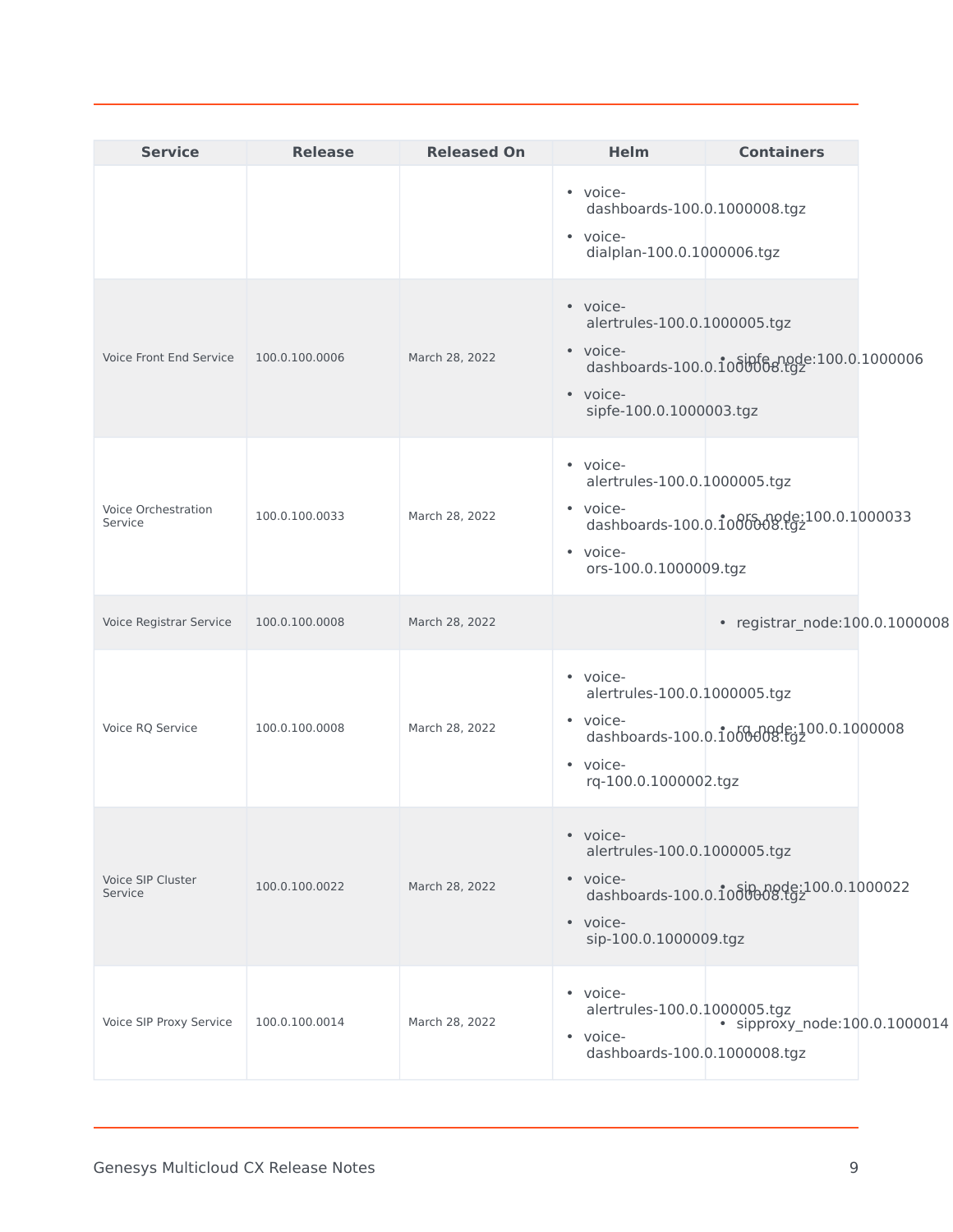| Service | Release | Released On | Helm | Containers |
|---|---|---|---|---|
| | | | • voice-dashboards-100.0.1000008.tgz<br>• voice-dialplan-100.0.1000006.tgz | |
| Voice Front End Service | 100.0.100.0006 | March 28, 2022 | • voice-alertrules-100.0.1000005.tgz<br>• voice-dashboards-100.0.1000008.tgz<br>• voice-sipfe-100.0.1000003.tgz | • sipfe_node:100.0.1000006 |
| Voice Orchestration Service | 100.0.100.0033 | March 28, 2022 | • voice-alertrules-100.0.1000005.tgz<br>• voice-dashboards-100.0.1000008.tgz<br>• voice-ors-100.0.1000009.tgz | • ors_node:100.0.1000033 |
| Voice Registrar Service | 100.0.100.0008 | March 28, 2022 | | • registrar_node:100.0.1000008 |
| Voice RQ Service | 100.0.100.0008 | March 28, 2022 | • voice-alertrules-100.0.1000005.tgz<br>• voice-dashboards-100.0.1000008.tgz<br>• voice-rq-100.0.1000002.tgz | • rq_node:100.0.1000008 |
| Voice SIP Cluster Service | 100.0.100.0022 | March 28, 2022 | • voice-alertrules-100.0.1000005.tgz<br>• voice-dashboards-100.0.1000008.tgz<br>• voice-sip-100.0.1000009.tgz | • sip_node:100.0.1000022 |
| Voice SIP Proxy Service | 100.0.100.0014 | March 28, 2022 | • voice-alertrules-100.0.1000005.tgz<br>• voice-dashboards-100.0.1000008.tgz | • sipproxy_node:100.0.1000014 |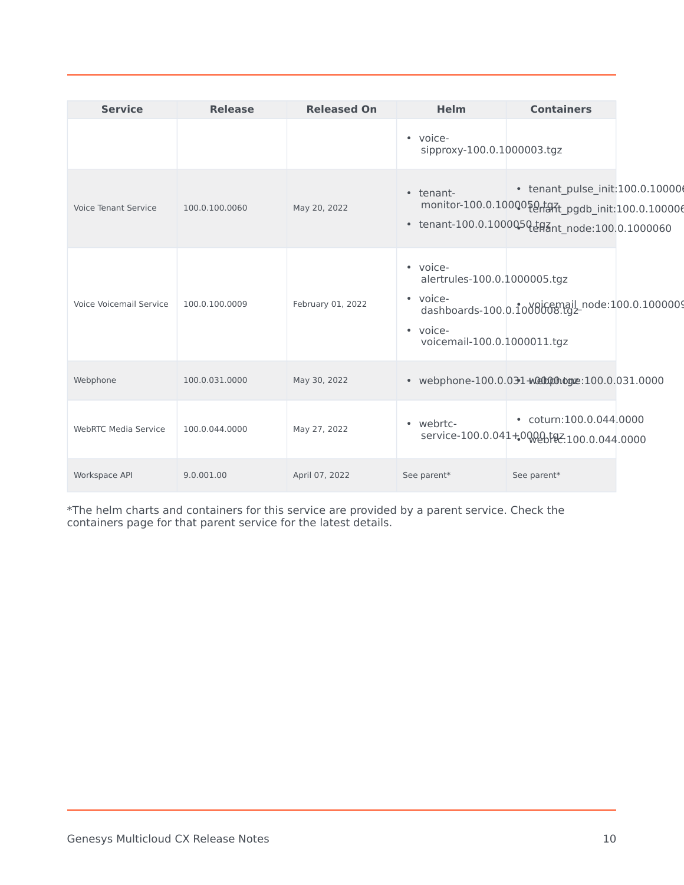| Service | Release | Released On | Helm | Containers |
| --- | --- | --- | --- | --- |
| | | | • voice-sipproxy-100.0.1000003.tgz | |
| Voice Tenant Service | 100.0.100.0060 | May 20, 2022 | • tenant-monitor-100.0.1000050.tgz<br>• tenant-100.0.1000050.tgz | • tenant_pulse_init:100.0.100006<br>• tenant_pgdb_init:100.0.100006<br>• tenant_node:100.0.1000060 |
| Voice Voicemail Service | 100.0.100.0009 | February 01, 2022 | • voice-alertrules-100.0.1000005.tgz<br>• voice-dashboards-100.0.1000008.tgz<br>• voice-voicemail-100.0.1000011.tgz | • voicemail_node:100.0.1000009 |
| Webphone | 100.0.031.0000 | May 30, 2022 | • webphone-100.0.031+0000.tgz | • webphone:100.0.031.0000 |
| WebRTC Media Service | 100.0.044.0000 | May 27, 2022 | • webrtc-service-100.0.041+0000.tgz | • coturn:100.0.044.0000<br>• webrtc:100.0.044.0000 |
| Workspace API | 9.0.001.00 | April 07, 2022 | See parent* | See parent* |

*The helm charts and containers for this service are provided by a parent service. Check the containers page for that parent service for the latest details.